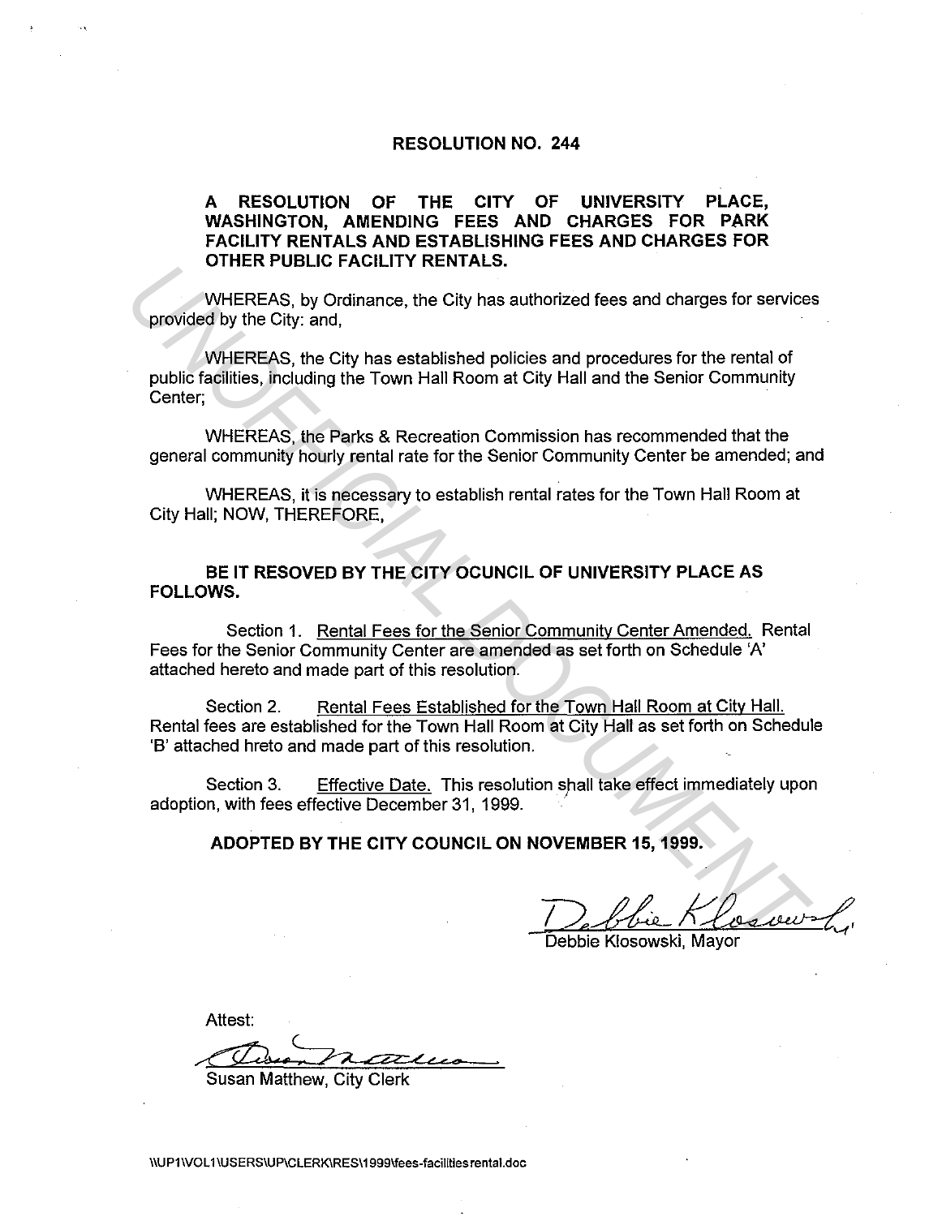# RESOLUTION NO. 244

**A RESOLUTION OF THE CITY OF UNIVERSITY PLACE, WASHINGTON, AMENDING FEES AND CHARGES FOR PARK FACILITY RENTALS AND ESTABLISHING FEES AND CHARGES FOR OTHER PUBLIC FACILITY RENTALS.**

WHEREAS, by Ordinance, the City has authorized fees and charges for services provided by the City: and,

WHEREAS, the City has established policies and procedures for the rental of public facilities, including the Town Hall Room at City Hall and the Senior Community Center;

WHEREAS, the Parks & Recreation Commission has recommended that the general community hourly rental rate for the Senior Community Center be amended; and

WHEREAS, it is necessary to establish rental rates for the Town Hall Room at City Hall; NOW, THEREFORE,

**BE IT RESOVED BY THE CITY OCUNCIL OF UNIVERSITY PLACE AS FOLLOWS.**

Section 1. Rental Fees for the Senior Community Center Amended. Rental Fees for the Senior Community Center are amended as set forth on Schedule 'A' attached hereto and made part of this resolution.

Section 2. Rental Fees Established for the Town Hall Room at City Hall. Rental fees are established for the Town Hall Room at City Hall as set forth on Schedule 'B' attached hreto and made part of this resolution.

Section 3. Effective Date. This resolution shall take effect immediately upon adoption, with fees effective December 31, 1999.

**ADOPTED BY THE CITY COUNCIL ON NOVEMBER 15, 1999.**

Debbie Klosowski, Mayor

Attest:

Susan Matthew, City Clerk

\\UP1\VOL1\USERS\UP\CLERK\RES\1999\fees-facilitiesrental.doc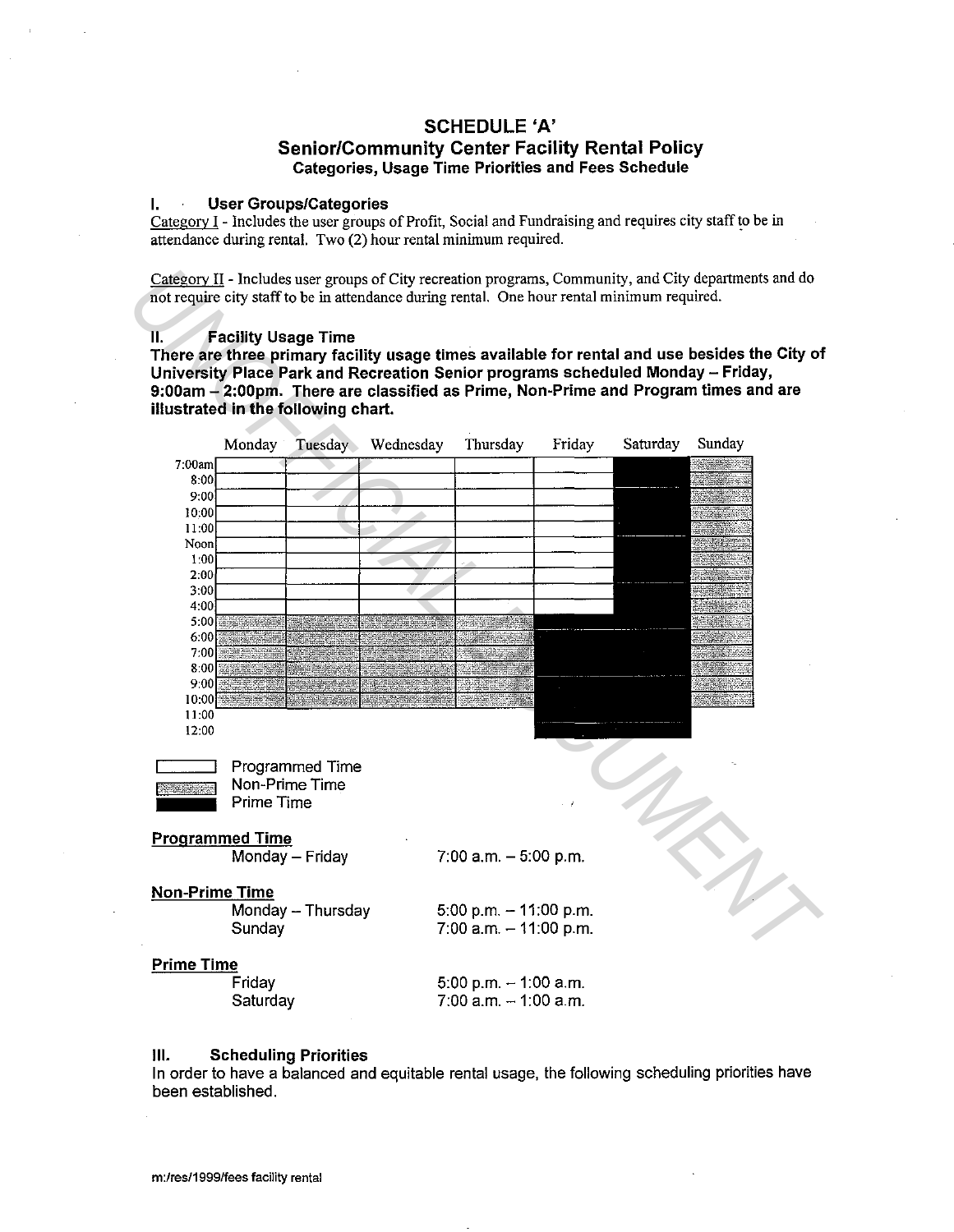# SCHEDULE 'A'

## Senior/Community Center Facility Rental Policy

### Categories, Usage Time Priorities and Fees Schedule

## I. User Groups/Categories

Category I - Includes the user groups of Profit, Social and Fundraising and requires city staff to be in attendance during rental. Two (2) hour rental minimum required.

Category II - Includes user groups of City recreation programs, Community, and City departments and do not require city staff to be in attendance during rental. One hour rental minimum required.

## II. Facility Usage Time

**There are three primary facility usage times available for rental and use besides the City of University Place Park and Recreation Senior programs scheduled Monday – Friday, 9:00am – 2:00pm. There are classified as Prime, Non-Prime and Program times and are illustrated in the following chart.**

| | Monday | Tuesday | Wednesday | Thursday | Friday | Saturday | Sunday |
|---|---|---|---|---|---|---|---|
| 7:00am | Programmed | Programmed | Programmed | Programmed | Programmed | Prime | Non-Prime |
| 8:00 | Programmed | Programmed | Programmed | Programmed | Programmed | Prime | Non-Prime |
| 9:00 | Programmed | Programmed | Programmed | Programmed | Programmed | Prime | Non-Prime |
| 10:00 | Programmed | Programmed | Programmed | Programmed | Programmed | Prime | Non-Prime |
| 11:00 | Programmed | Programmed | Programmed | Programmed | Programmed | Prime | Non-Prime |
| Noon | Programmed | Programmed | Programmed | Programmed | Programmed | Prime | Non-Prime |
| 1:00 | Programmed | Programmed | Programmed | Programmed | Programmed | Prime | Non-Prime |
| 2:00 | Programmed | Programmed | Programmed | Programmed | Programmed | Prime | Non-Prime |
| 3:00 | Programmed | Programmed | Programmed | Programmed | Programmed | Prime | Non-Prime |
| 4:00 | Programmed | Programmed | Programmed | Programmed | Programmed | Prime | Non-Prime |
| 5:00 | Non-Prime | Non-Prime | Non-Prime | Non-Prime | Prime | Prime | Non-Prime |
| 6:00 | Non-Prime | Non-Prime | Non-Prime | Non-Prime | Prime | Prime | Non-Prime |
| 7:00 | Non-Prime | Non-Prime | Non-Prime | Non-Prime | Prime | Prime | Non-Prime |
| 8:00 | Non-Prime | Non-Prime | Non-Prime | Non-Prime | Prime | Prime | Non-Prime |
| 9:00 | Non-Prime | Non-Prime | Non-Prime | Non-Prime | Prime | Prime | Non-Prime |
| 10:00 | Non-Prime | Non-Prime | Non-Prime | Non-Prime | Prime | Prime | Non-Prime |
| 11:00 | | | | | Prime | Prime | |
| 12:00 | | | | | Prime | Prime | |

Legend:
- Programmed Time
- Non-Prime Time
- Prime Time

**Programmed Time**

| | |
|---|---|
| Monday – Friday | 7:00 a.m. – 5:00 p.m. |

**Non-Prime Time**

| | |
|---|---|
| Monday – Thursday | 5:00 p.m. – 11:00 p.m. |
| Sunday | 7:00 a.m. – 11:00 p.m. |

**Prime Time**

| | |
|---|---|
| Friday | 5:00 p.m. – 1:00 a.m. |
| Saturday | 7:00 a.m. – 1:00 a.m. |

## III. Scheduling Priorities

In order to have a balanced and equitable rental usage, the following scheduling priorities have been established.

m:/res/1999/fees facility rental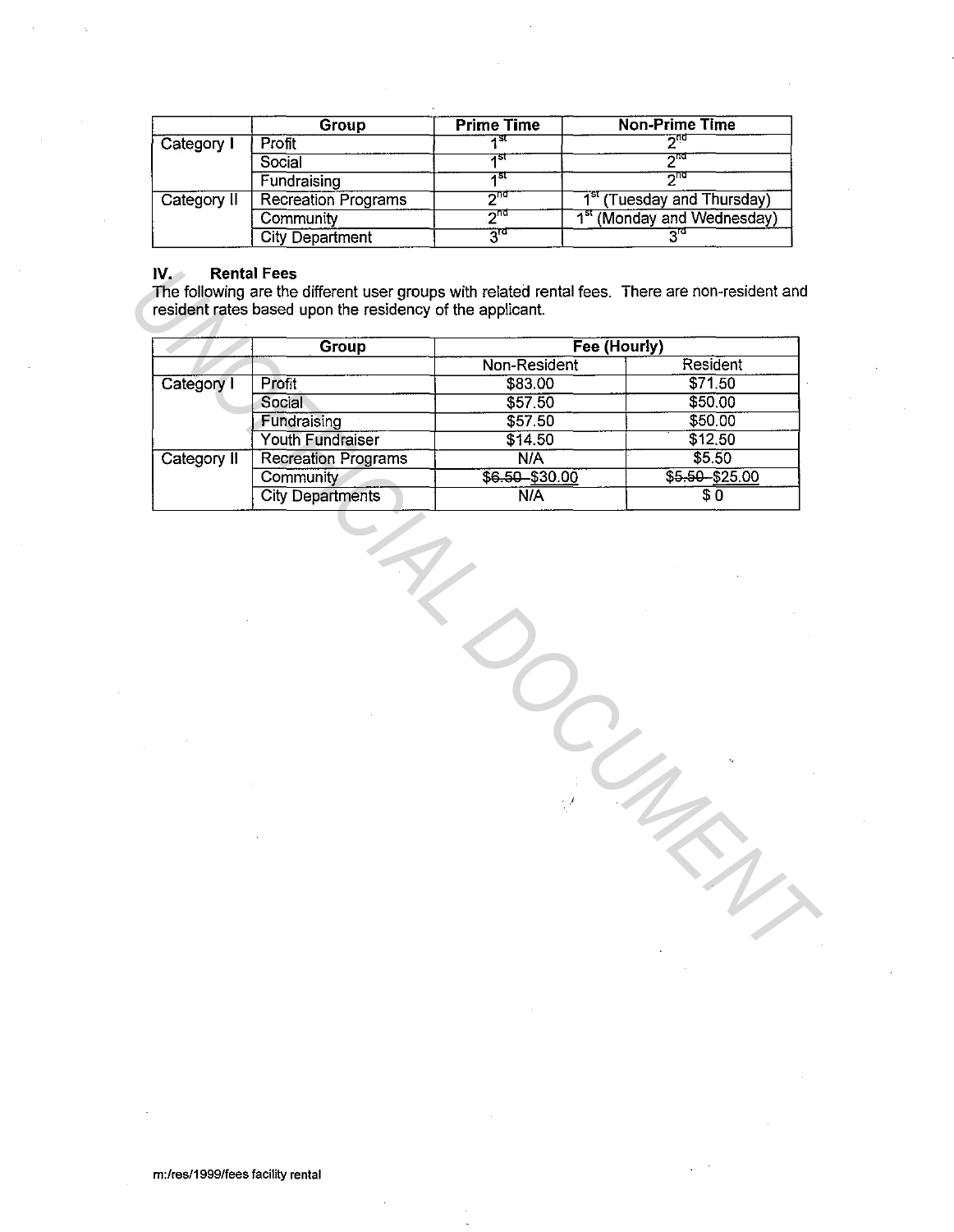| | Group | Prime Time | Non-Prime Time |
|---|---|---|---|
| Category I | Profit | 1st | 2nd |
| | Social | 1st | 2nd |
| | Fundraising | 1st | 2nd |
| Category II | Recreation Programs | 2nd | 1st (Tuesday and Thursday) |
| | Community | 2nd | 1st (Monday and Wednesday) |
| | City Department | 3rd | 3rd |

**IV. Rental Fees**

The following are the different user groups with related rental fees. There are non-resident and resident rates based upon the residency of the applicant.

| | Group | Fee (Hourly) | |
|---|---|---|---|
| | | Non-Resident | Resident |
| Category I | Profit | $83.00 | $71.50 |
| | Social | $57.50 | $50.00 |
| | Fundraising | $57.50 | $50.00 |
| | Youth Fundraiser | $14.50 | $12.50 |
| Category II | Recreation Programs | N/A | $5.50 |
| | Community | ~~$6.50~~ $30.00 | ~~$5.50~~ $25.00 |
| | City Departments | N/A | $ 0 |

m:/res/1999/fees facility rental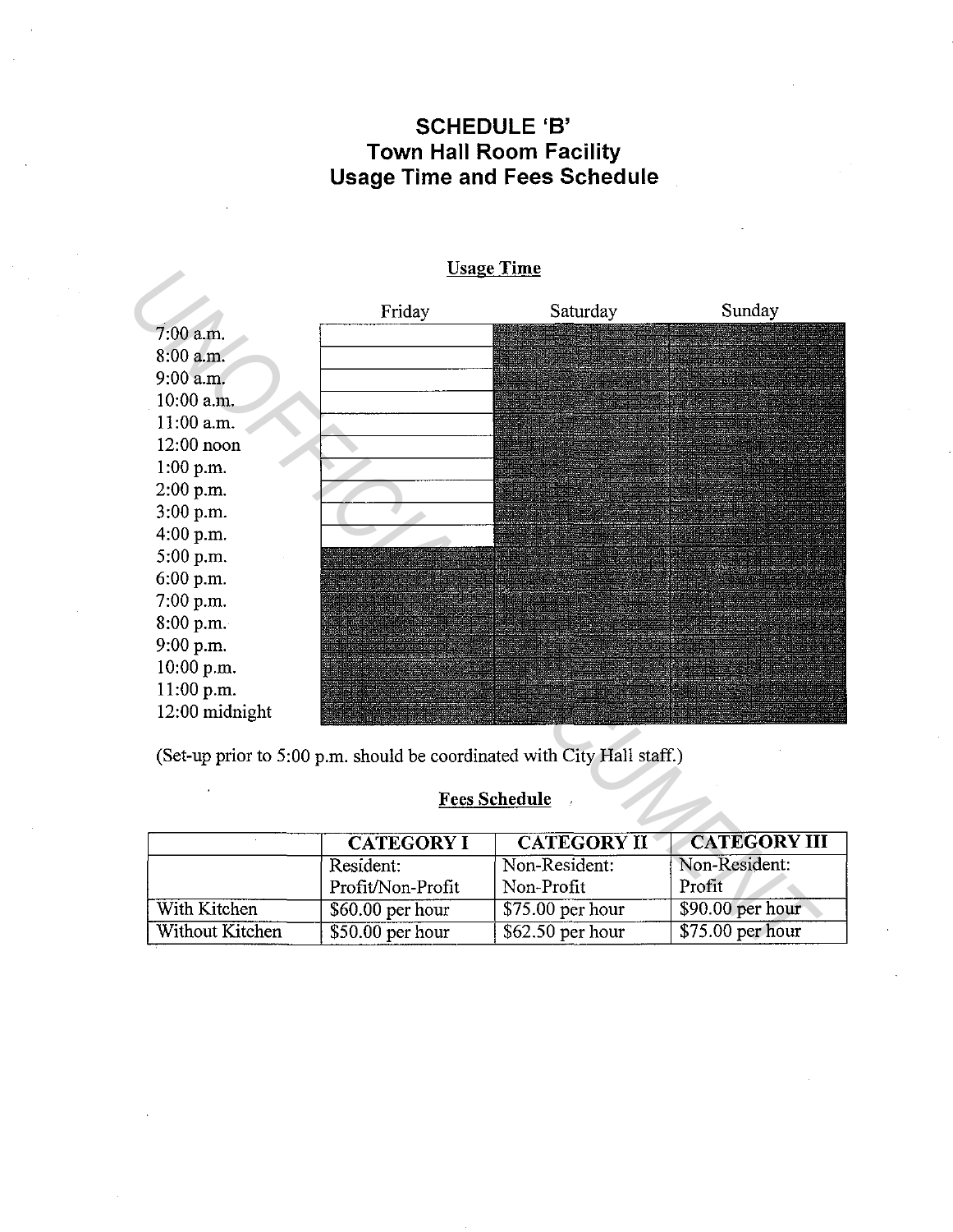# SCHEDULE 'B'
## Town Hall Room Facility
## Usage Time and Fees Schedule

### Usage Time

| | Friday | Saturday | Sunday |
|---|---|---|---|
| 7:00 a.m. | | | |
| 8:00 a.m. | | | |
| 9:00 a.m. | | | |
| 10:00 a.m. | | | |
| 11:00 a.m. | | | |
| 12:00 noon | | | |
| 1:00 p.m. | | | |
| 2:00 p.m. | | | |
| 3:00 p.m. | | | |
| 4:00 p.m. | | | |
| 5:00 p.m. | | | |
| 6:00 p.m. | | | |
| 7:00 p.m. | | | |
| 8:00 p.m. | | | |
| 9:00 p.m. | | | |
| 10:00 p.m. | | | |
| 11:00 p.m. | | | |
| 12:00 midnight | | | |

(Set-up prior to 5:00 p.m. should be coordinated with City Hall staff.)

### Fees Schedule

| | CATEGORY I | CATEGORY II | CATEGORY III |
|---|---|---|---|
| | Resident: Profit/Non-Profit | Non-Resident: Non-Profit | Non-Resident: Profit |
| With Kitchen | $60.00 per hour | $75.00 per hour | $90.00 per hour |
| Without Kitchen | $50.00 per hour | $62.50 per hour | $75.00 per hour |